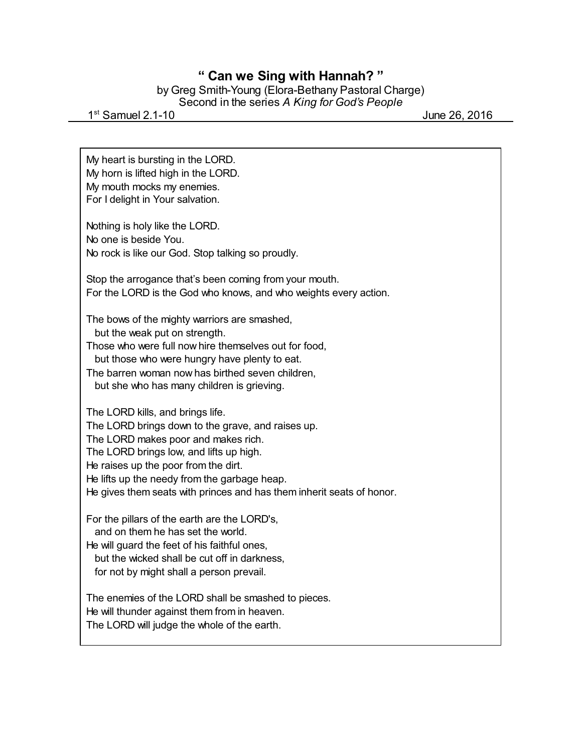# " Can we Sing with Hannah? "

by Greg Smith-Young (Elora-Bethany Pastoral Charge)
Second in the series *A King for God's People*

1st Samuel 2.1-10 June 26, 2016

---

My heart is bursting in the LORD.
My horn is lifted high in the LORD.
My mouth mocks my enemies.
For I delight in Your salvation.

Nothing is holy like the LORD.
No one is beside You.
No rock is like our God. Stop talking so proudly.

Stop the arrogance that's been coming from your mouth.
For the LORD is the God who knows, and who weights every action.

The bows of the mighty warriors are smashed,
  but the weak put on strength.
Those who were full now hire themselves out for food,
  but those who were hungry have plenty to eat.
The barren woman now has birthed seven children,
  but she who has many children is grieving.

The LORD kills, and brings life.
The LORD brings down to the grave, and raises up.
The LORD makes poor and makes rich.
The LORD brings low, and lifts up high.
He raises up the poor from the dirt.
He lifts up the needy from the garbage heap.
He gives them seats with princes and has them inherit seats of honor.

For the pillars of the earth are the LORD's,
  and on them he has set the world.
He will guard the feet of his faithful ones,
  but the wicked shall be cut off in darkness,
  for not by might shall a person prevail.

The enemies of the LORD shall be smashed to pieces.
He will thunder against them from in heaven.
The LORD will judge the whole of the earth.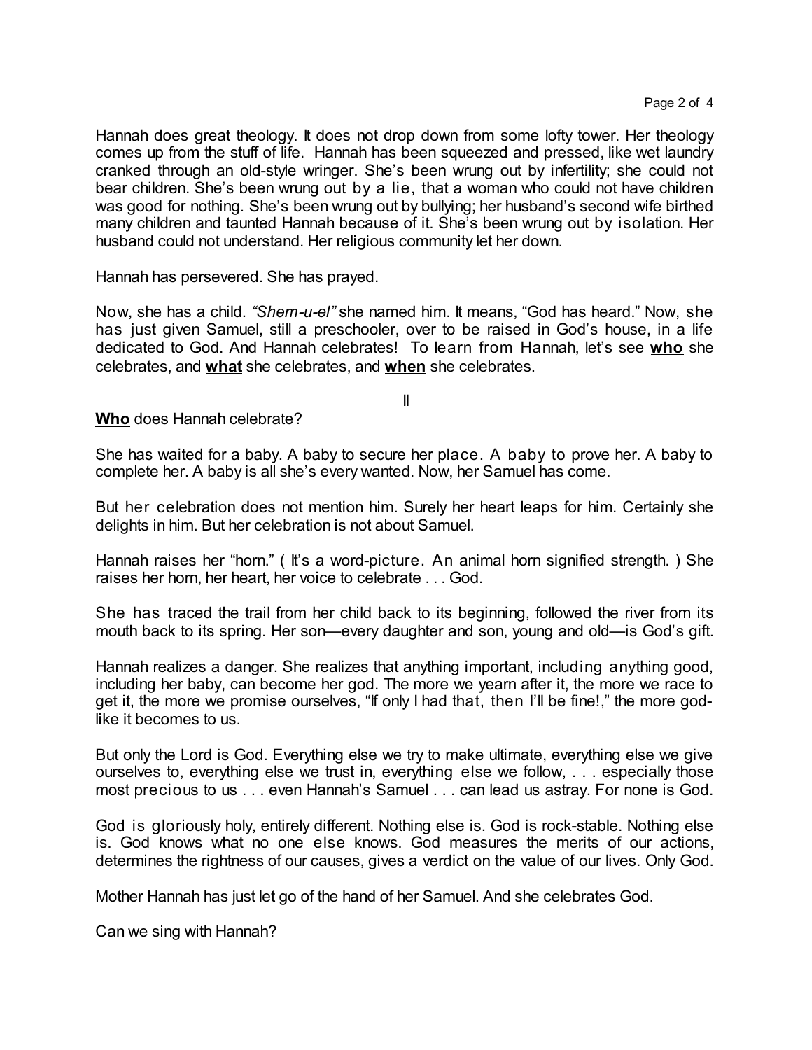Hannah does great theology. It does not drop down from some lofty tower. Her theology comes up from the stuff of life. Hannah has been squeezed and pressed, like wet laundry cranked through an old-style wringer. She's been wrung out by infertility; she could not bear children. She's been wrung out by a lie, that a woman who could not have children was good for nothing. She's been wrung out by bullying; her husband's second wife birthed many children and taunted Hannah because of it. She's been wrung out by isolation. Her husband could not understand. Her religious community let her down.

Hannah has persevered. She has prayed.

Now, she has a child. *"Shem-u-el"* she named him. It means, "God has heard." Now, she has just given Samuel, still a preschooler, over to be raised in God's house, in a life dedicated to God. And Hannah celebrates! To learn from Hannah, let's see **who** she celebrates, and **what** she celebrates, and **when** she celebrates.

II

**Who** does Hannah celebrate?

She has waited for a baby. A baby to secure her place. A baby to prove her. A baby to complete her. A baby is all she's every wanted. Now, her Samuel has come.

But her celebration does not mention him. Surely her heart leaps for him. Certainly she delights in him. But her celebration is not about Samuel.

Hannah raises her "horn." ( It's a word-picture. An animal horn signified strength. ) She raises her horn, her heart, her voice to celebrate . . . God.

She has traced the trail from her child back to its beginning, followed the river from its mouth back to its spring. Her son—every daughter and son, young and old—is God's gift.

Hannah realizes a danger. She realizes that anything important, including anything good, including her baby, can become her god. The more we yearn after it, the more we race to get it, the more we promise ourselves, "If only I had that, then I'll be fine!," the more god-like it becomes to us.

But only the Lord is God. Everything else we try to make ultimate, everything else we give ourselves to, everything else we trust in, everything else we follow, . . . especially those most precious to us . . . even Hannah's Samuel . . . can lead us astray. For none is God.

God is gloriously holy, entirely different. Nothing else is. God is rock-stable. Nothing else is. God knows what no one else knows. God measures the merits of our actions, determines the rightness of our causes, gives a verdict on the value of our lives. Only God.

Mother Hannah has just let go of the hand of her Samuel. And she celebrates God.

Can we sing with Hannah?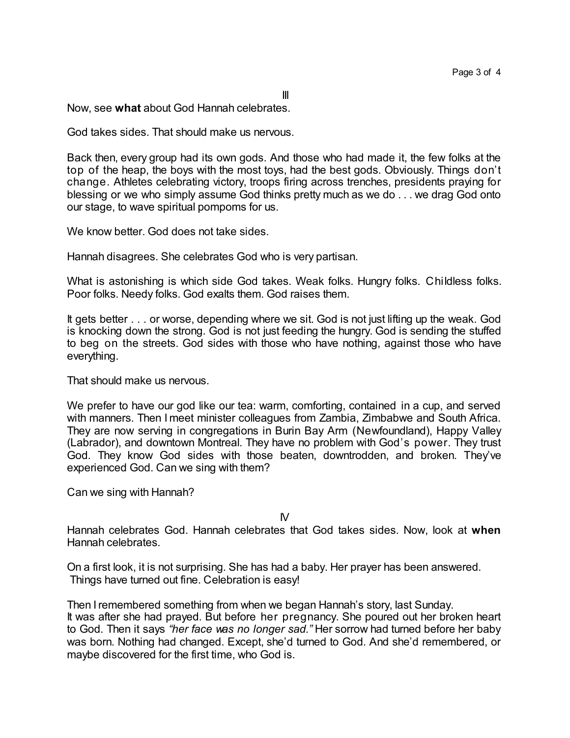III

Now, see **what** about God Hannah celebrates.

God takes sides. That should make us nervous.

Back then, every group had its own gods. And those who had made it, the few folks at the top of the heap, the boys with the most toys, had the best gods. Obviously. Things don't change. Athletes celebrating victory, troops firing across trenches, presidents praying for blessing or we who simply assume God thinks pretty much as we do . . . we drag God onto our stage, to wave spiritual pompoms for us.

We know better. God does not take sides.

Hannah disagrees. She celebrates God who is very partisan.

What is astonishing is which side God takes. Weak folks. Hungry folks. Childless folks. Poor folks. Needy folks. God exalts them. God raises them.

It gets better . . . or worse, depending where we sit. God is not just lifting up the weak. God is knocking down the strong. God is not just feeding the hungry. God is sending the stuffed to beg on the streets. God sides with those who have nothing, against those who have everything.

That should make us nervous.

We prefer to have our god like our tea: warm, comforting, contained in a cup, and served with manners. Then I meet minister colleagues from Zambia, Zimbabwe and South Africa. They are now serving in congregations in Burin Bay Arm (Newfoundland), Happy Valley (Labrador), and downtown Montreal. They have no problem with God's power. They trust God. They know God sides with those beaten, downtrodden, and broken. They've experienced God. Can we sing with them?

Can we sing with Hannah?

IV

Hannah celebrates God. Hannah celebrates that God takes sides. Now, look at **when** Hannah celebrates.

On a first look, it is not surprising. She has had a baby. Her prayer has been answered. Things have turned out fine. Celebration is easy!

Then I remembered something from when we began Hannah's story, last Sunday. It was after she had prayed. But before her pregnancy. She poured out her broken heart to God. Then it says *"her face was no longer sad."* Her sorrow had turned before her baby was born. Nothing had changed. Except, she'd turned to God. And she'd remembered, or maybe discovered for the first time, who God is.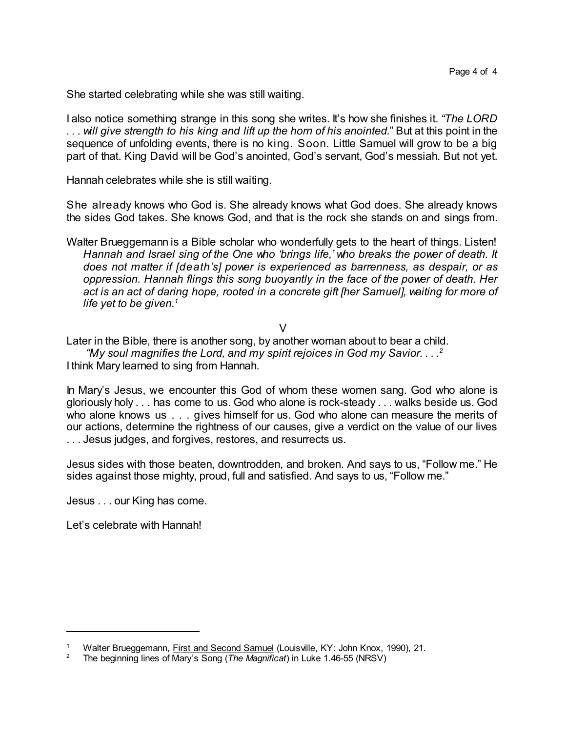She started celebrating while she was still waiting.

I also notice something strange in this song she writes. It's how she finishes it. *"The LORD . . . will give strength to his king and lift up the horn of his anointed."* But at this point in the sequence of unfolding events, there is no king. Soon. Little Samuel will grow to be a big part of that. King David will be God's anointed, God's servant, God's messiah. But not yet.

Hannah celebrates while she is still waiting.

She already knows who God is. She already knows what God does. She already knows the sides God takes. She knows God, and that is the rock she stands on and sings from.

Walter Brueggemann is a Bible scholar who wonderfully gets to the heart of things. Listen!

> *Hannah and Israel sing of the One who 'brings life,' who breaks the power of death. It does not matter if [death's] power is experienced as barrenness, as despair, or as oppression. Hannah flings this song buoyantly in the face of the power of death. Her act is an act of daring hope, rooted in a concrete gift [her Samuel], waiting for more of life yet to be given.*[1]

V

Later in the Bible, there is another song, by another woman about to bear a child.

> *"My soul magnifies the Lord, and my spirit rejoices in God my Savior. . . .*[2]

I think Mary learned to sing from Hannah.

In Mary's Jesus, we encounter this God of whom these women sang. God who alone is gloriously holy . . . has come to us. God who alone is rock-steady . . . walks beside us. God who alone knows us . . . gives himself for us. God who alone can measure the merits of our actions, determine the rightness of our causes, give a verdict on the value of our lives . . . Jesus judges, and forgives, restores, and resurrects us.

Jesus sides with those beaten, downtrodden, and broken. And says to us, "Follow me." He sides against those mighty, proud, full and satisfied. And says to us, "Follow me."

Jesus . . . our King has come.

Let's celebrate with Hannah!

---

[1] Walter Brueggemann, First and Second Samuel (Louisville, KY: John Knox, 1990), 21.

[2] The beginning lines of Mary's Song (*The Magnificat*) in Luke 1.46-55 (NRSV)